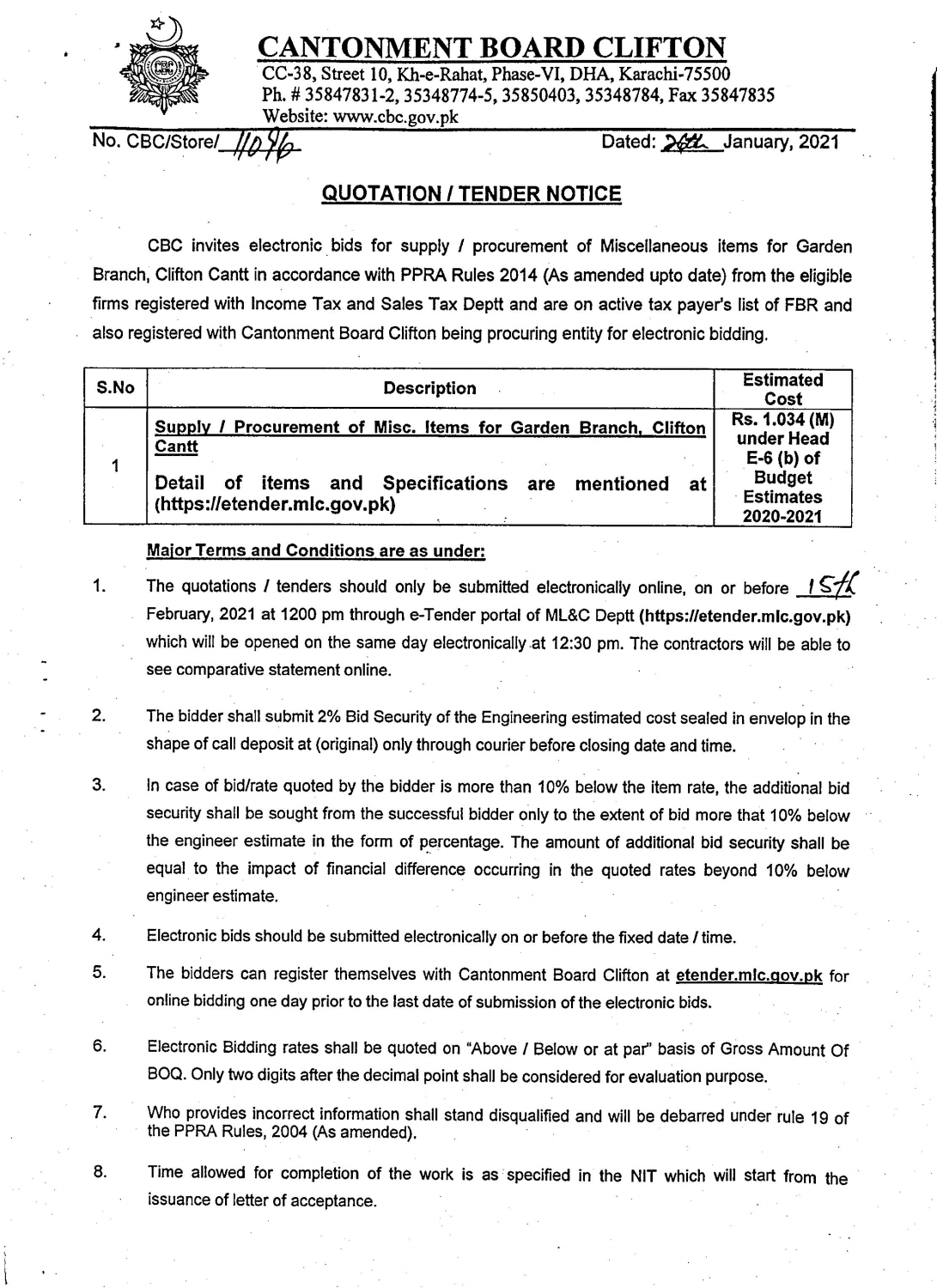# CANTONMENT BOARD CLIFTON

CC-38, Street 10, Kh-e-Rahat, Phase-VI, DHA, Karachi-75500
Ph. # 35847831-2, 35348774-5, 35850403, 35348784, Fax 35847835
Website: www.cbc.gov.pk

No. CBC/Store/ 1096 Dated: 26th January, 2021

## QUOTATION / TENDER NOTICE

CBC invites electronic bids for supply / procurement of Miscellaneous items for Garden Branch, Clifton Cantt in accordance with PPRA Rules 2014 (As amended upto date) from the eligible firms registered with Income Tax and Sales Tax Deptt and are on active tax payer's list of FBR and also registered with Cantonment Board Clifton being procuring entity for electronic bidding.

| S.No | Description | Estimated Cost |
|---|---|---|
| 1 | Supply / Procurement of Misc. Items for Garden Branch, Clifton Cantt<br><br>Detail of items and Specifications are mentioned at (https://etender.mlc.gov.pk) | Rs. 1.034 (M) under Head E-6 (b) of Budget Estimates 2020-2021 |

**Major Terms and Conditions are as under:**

1. The quotations / tenders should only be submitted electronically online, on or before 15th February, 2021 at 1200 pm through e-Tender portal of ML&C Deptt **(https://etender.mlc.gov.pk)** which will be opened on the same day electronically at 12:30 pm. The contractors will be able to see comparative statement online.
2. The bidder shall submit 2% Bid Security of the Engineering estimated cost sealed in envelop in the shape of call deposit at (original) only through courier before closing date and time.
3. In case of bid/rate quoted by the bidder is more than 10% below the item rate, the additional bid security shall be sought from the successful bidder only to the extent of bid more that 10% below the engineer estimate in the form of percentage. The amount of additional bid security shall be equal to the impact of financial difference occurring in the quoted rates beyond 10% below engineer estimate.
4. Electronic bids should be submitted electronically on or before the fixed date / time.
5. The bidders can register themselves with Cantonment Board Clifton at etender.mlc.gov.pk for online bidding one day prior to the last date of submission of the electronic bids.
6. Electronic Bidding rates shall be quoted on "Above / Below or at par" basis of Gross Amount Of BOQ. Only two digits after the decimal point shall be considered for evaluation purpose.
7. Who provides incorrect information shall stand disqualified and will be debarred under rule 19 of the PPRA Rules, 2004 (As amended).
8. Time allowed for completion of the work is as specified in the NIT which will start from the issuance of letter of acceptance.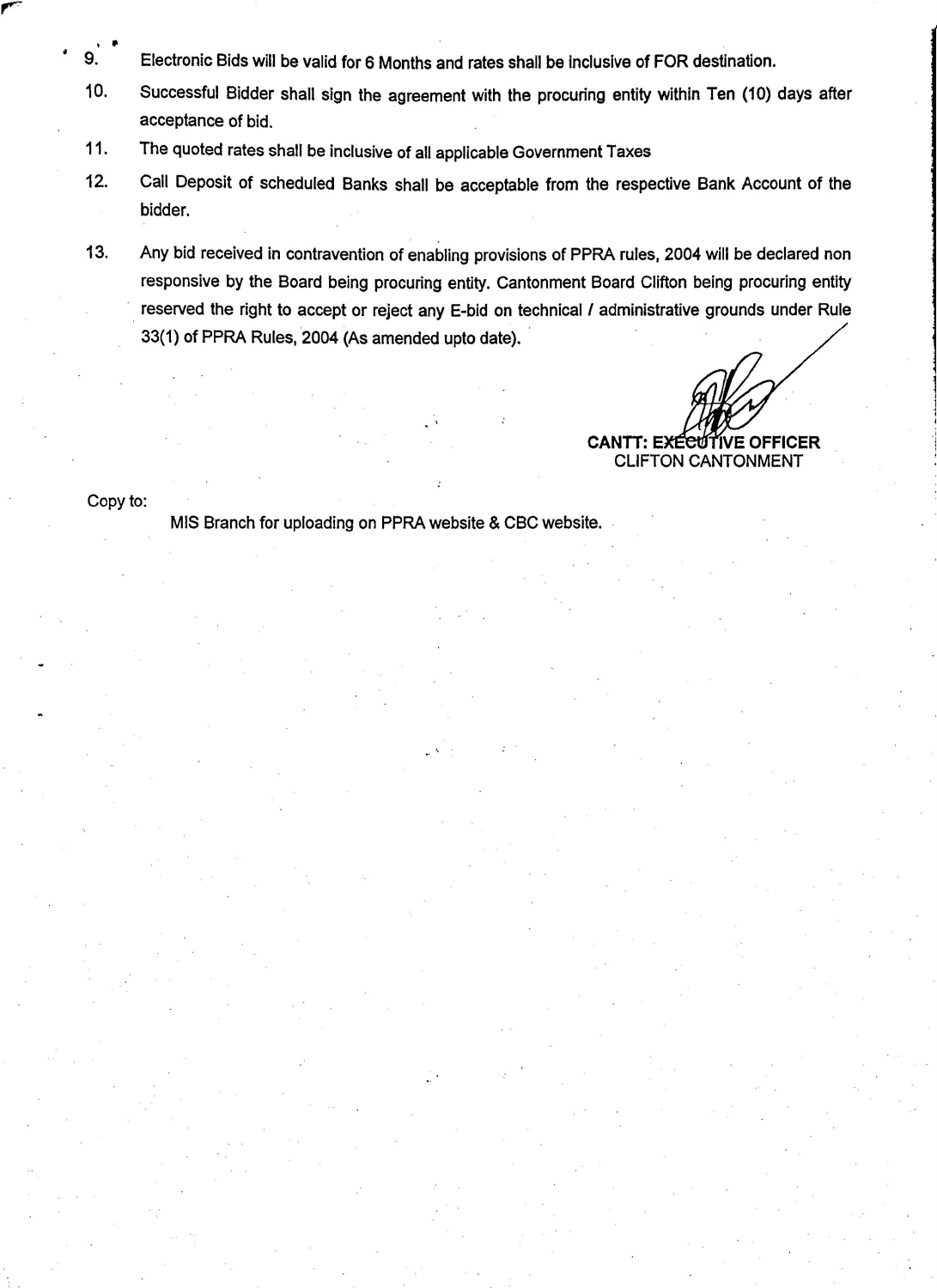9. Electronic Bids will be valid for 6 Months and rates shall be inclusive of FOR destination.
10. Successful Bidder shall sign the agreement with the procuring entity within Ten (10) days after acceptance of bid.
11. The quoted rates shall be inclusive of all applicable Government Taxes
12. Call Deposit of scheduled Banks shall be acceptable from the respective Bank Account of the bidder.
13. Any bid received in contravention of enabling provisions of PPRA rules, 2004 will be declared non responsive by the Board being procuring entity. Cantonment Board Clifton being procuring entity reserved the right to accept or reject any E-bid on technical / administrative grounds under Rule 33(1) of PPRA Rules, 2004 (As amended upto date).

**CANTT: EXECUTIVE OFFICER**
CLIFTON CANTONMENT

Copy to:

MIS Branch for uploading on PPRA website & CBC website.